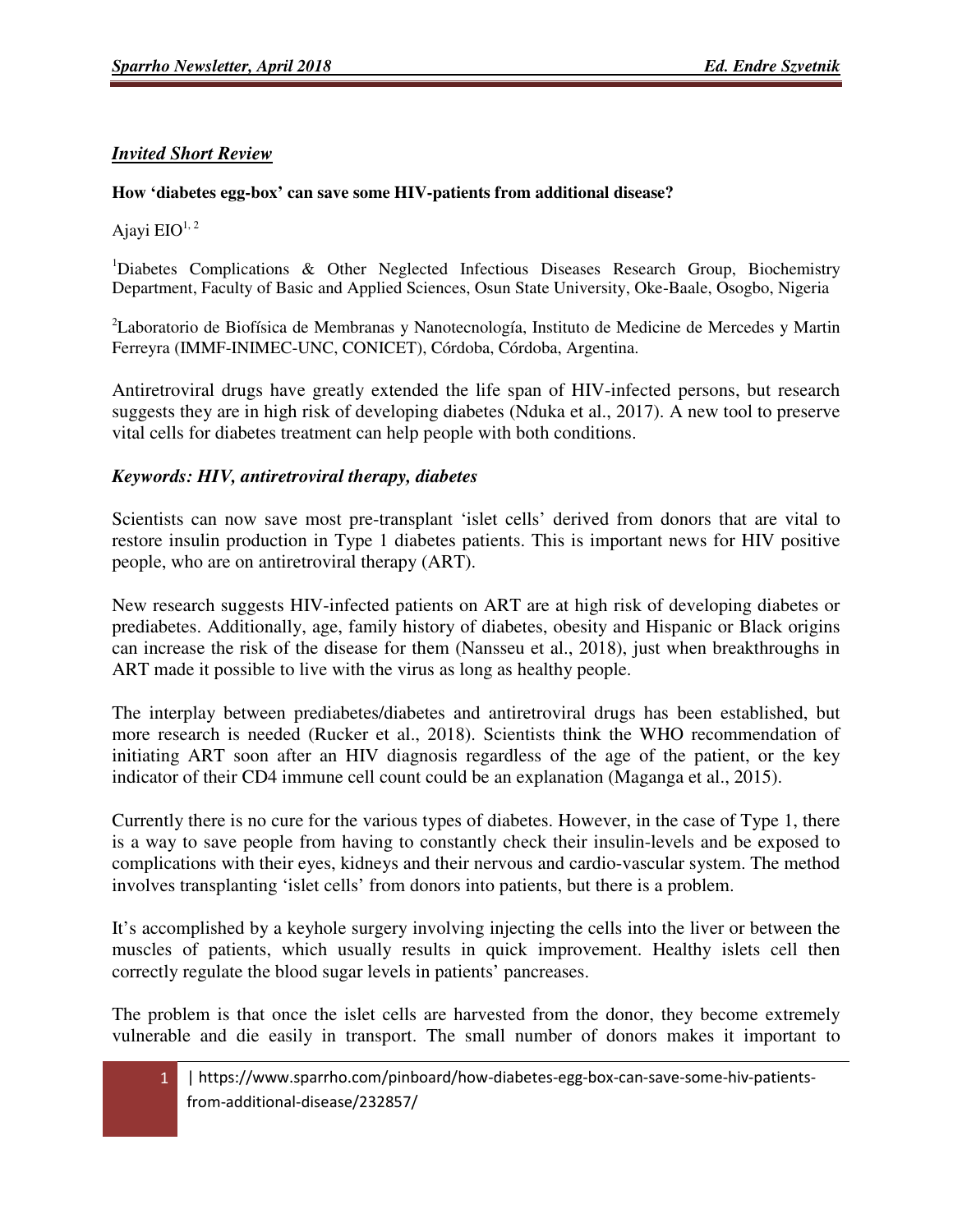## *Invited Short Review*

**How 'diabetes egg-box' can save some HIV-patients from additional disease?**

Ajayi EIO[1, 2]

[1]Diabetes Complications & Other Neglected Infectious Diseases Research Group, Biochemistry Department, Faculty of Basic and Applied Sciences, Osun State University, Oke-Baale, Osogbo, Nigeria

[2]Laboratorio de Biofísica de Membranas y Nanotecnología, Instituto de Medicine de Mercedes y Martin Ferreyra (IMMF-INIMEC-UNC, CONICET), Córdoba, Córdoba, Argentina.

Antiretroviral drugs have greatly extended the life span of HIV-infected persons, but research suggests they are in high risk of developing diabetes (Nduka et al., 2017). A new tool to preserve vital cells for diabetes treatment can help people with both conditions.

***Keywords: HIV, antiretroviral therapy, diabetes***

Scientists can now save most pre-transplant 'islet cells' derived from donors that are vital to restore insulin production in Type 1 diabetes patients. This is important news for HIV positive people, who are on antiretroviral therapy (ART).

New research suggests HIV-infected patients on ART are at high risk of developing diabetes or prediabetes. Additionally, age, family history of diabetes, obesity and Hispanic or Black origins can increase the risk of the disease for them (Nansseu et al., 2018), just when breakthroughs in ART made it possible to live with the virus as long as healthy people.

The interplay between prediabetes/diabetes and antiretroviral drugs has been established, but more research is needed (Rucker et al., 2018). Scientists think the WHO recommendation of initiating ART soon after an HIV diagnosis regardless of the age of the patient, or the key indicator of their CD4 immune cell count could be an explanation (Maganga et al., 2015).

Currently there is no cure for the various types of diabetes. However, in the case of Type 1, there is a way to save people from having to constantly check their insulin-levels and be exposed to complications with their eyes, kidneys and their nervous and cardio-vascular system. The method involves transplanting 'islet cells' from donors into patients, but there is a problem.

It's accomplished by a keyhole surgery involving injecting the cells into the liver or between the muscles of patients, which usually results in quick improvement. Healthy islets cell then correctly regulate the blood sugar levels in patients' pancreases.

The problem is that once the islet cells are harvested from the donor, they become extremely vulnerable and die easily in transport. The small number of donors makes it important to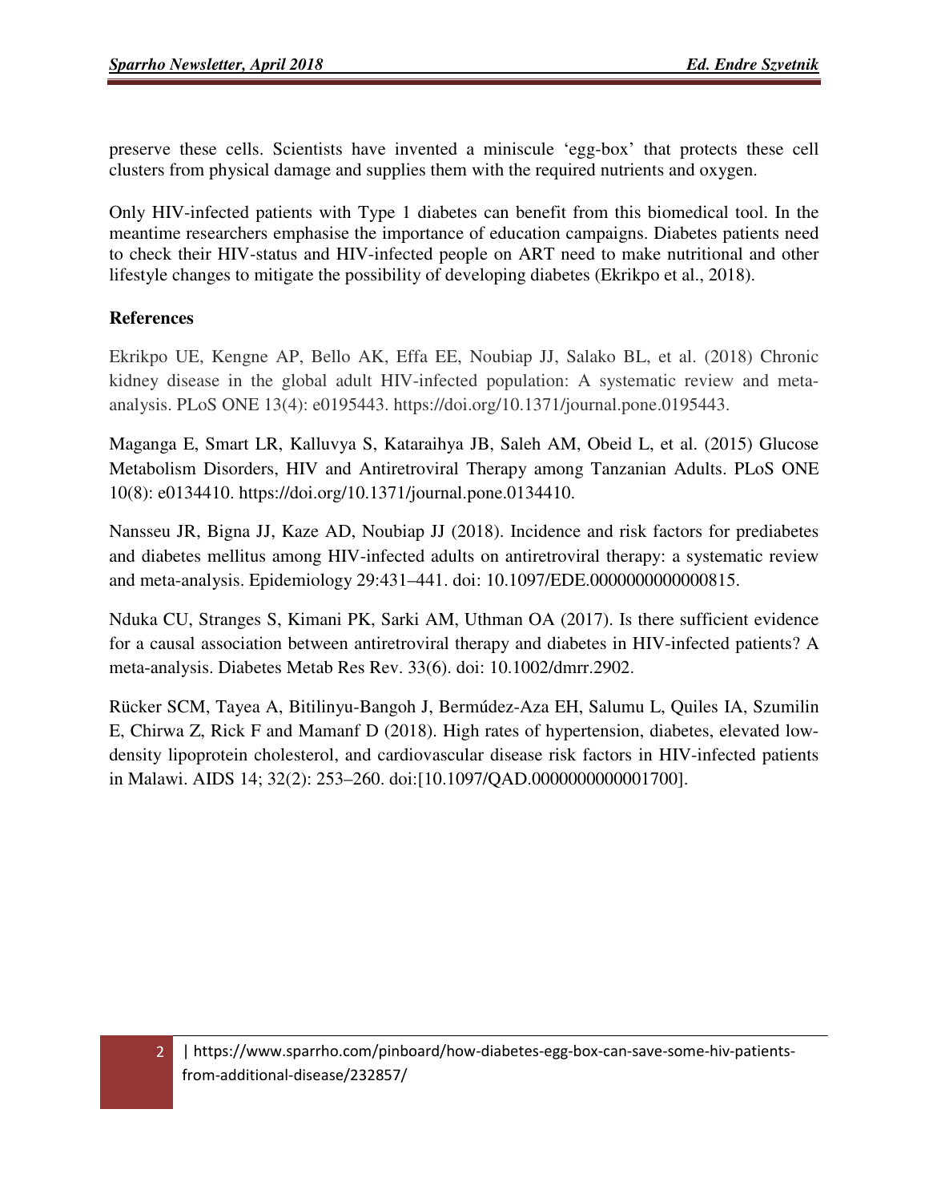preserve these cells. Scientists have invented a miniscule 'egg-box' that protects these cell clusters from physical damage and supplies them with the required nutrients and oxygen.

Only HIV-infected patients with Type 1 diabetes can benefit from this biomedical tool. In the meantime researchers emphasise the importance of education campaigns. Diabetes patients need to check their HIV-status and HIV-infected people on ART need to make nutritional and other lifestyle changes to mitigate the possibility of developing diabetes (Ekrikpo et al., 2018).

**References**

Ekrikpo UE, Kengne AP, Bello AK, Effa EE, Noubiap JJ, Salako BL, et al. (2018) Chronic kidney disease in the global adult HIV-infected population: A systematic review and meta-analysis. PLoS ONE 13(4): e0195443. https://doi.org/10.1371/journal.pone.0195443.

Maganga E, Smart LR, Kalluvya S, Kataraihya JB, Saleh AM, Obeid L, et al. (2015) Glucose Metabolism Disorders, HIV and Antiretroviral Therapy among Tanzanian Adults. PLoS ONE 10(8): e0134410. https://doi.org/10.1371/journal.pone.0134410.

Nansseu JR, Bigna JJ, Kaze AD, Noubiap JJ (2018). Incidence and risk factors for prediabetes and diabetes mellitus among HIV-infected adults on antiretroviral therapy: a systematic review and meta-analysis. Epidemiology 29:431–441. doi: 10.1097/EDE.0000000000000815.

Nduka CU, Stranges S, Kimani PK, Sarki AM, Uthman OA (2017). Is there sufficient evidence for a causal association between antiretroviral therapy and diabetes in HIV-infected patients? A meta-analysis. Diabetes Metab Res Rev. 33(6). doi: 10.1002/dmrr.2902.

Rücker SCM, Tayea A, Bitilinyu-Bangoh J, Bermúdez-Aza EH, Salumu L, Quiles IA, Szumilin E, Chirwa Z, Rick F and Mamanf D (2018). High rates of hypertension, diabetes, elevated low-density lipoprotein cholesterol, and cardiovascular disease risk factors in HIV-infected patients in Malawi. AIDS 14; 32(2): 253–260. doi:[10.1097/QAD.0000000000001700].